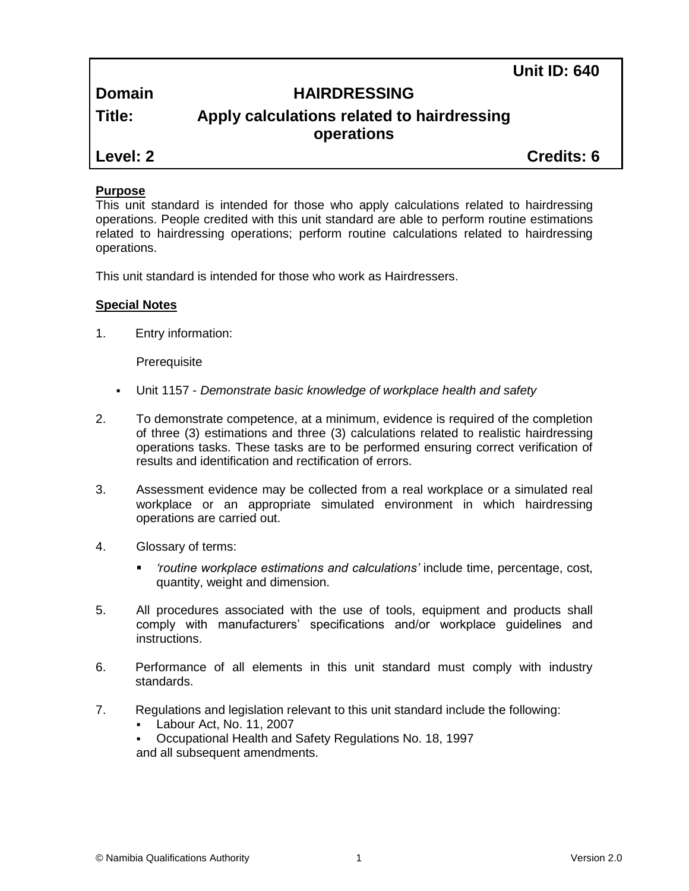**Unit ID: 640**

**Domain** **HAIRDRESSING**

**Title:** **Apply calculations related to hairdressing operations**

**Level: 2** **Credits: 6**

**Purpose**

This unit standard is intended for those who apply calculations related to hairdressing operations. People credited with this unit standard are able to perform routine estimations related to hairdressing operations; perform routine calculations related to hairdressing operations.

This unit standard is intended for those who work as Hairdressers.

**Special Notes**

1. Entry information:

   Prerequisite

   - Unit 1157 - *Demonstrate basic knowledge of workplace health and safety*

2. To demonstrate competence, at a minimum, evidence is required of the completion of three (3) estimations and three (3) calculations related to realistic hairdressing operations tasks. These tasks are to be performed ensuring correct verification of results and identification and rectification of errors.

3. Assessment evidence may be collected from a real workplace or a simulated real workplace or an appropriate simulated environment in which hairdressing operations are carried out.

4. Glossary of terms:

   - *'routine workplace estimations and calculations'* include time, percentage, cost, quantity, weight and dimension.

5. All procedures associated with the use of tools, equipment and products shall comply with manufacturers' specifications and/or workplace guidelines and instructions.

6. Performance of all elements in this unit standard must comply with industry standards.

7. Regulations and legislation relevant to this unit standard include the following:
   - Labour Act, No. 11, 2007
   - Occupational Health and Safety Regulations No. 18, 1997

   and all subsequent amendments.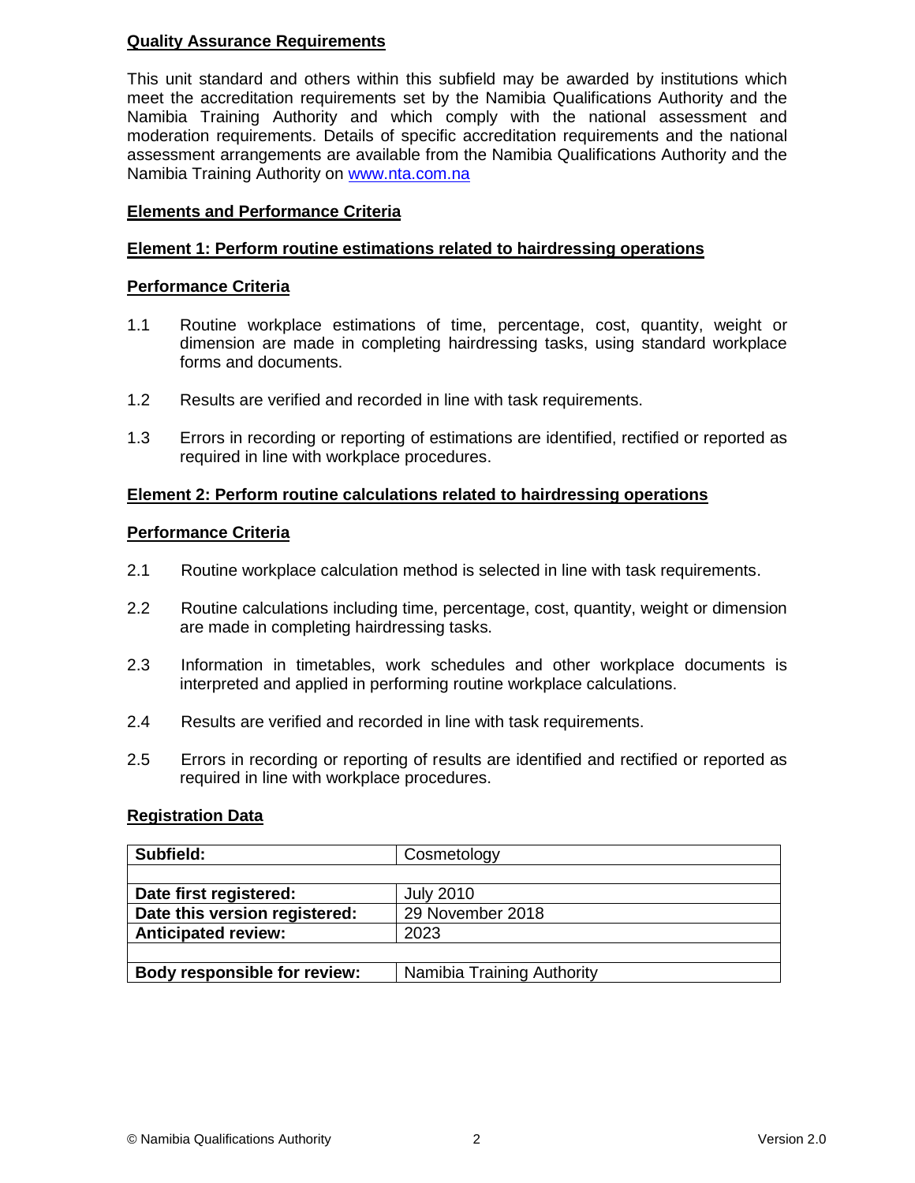**Quality Assurance Requirements**

This unit standard and others within this subfield may be awarded by institutions which meet the accreditation requirements set by the Namibia Qualifications Authority and the Namibia Training Authority and which comply with the national assessment and moderation requirements. Details of specific accreditation requirements and the national assessment arrangements are available from the Namibia Qualifications Authority and the Namibia Training Authority on [www.nta.com.na](http://www.nta.com.na)

**Elements and Performance Criteria**

**Element 1: Perform routine estimations related to hairdressing operations**

**Performance Criteria**

1.1 Routine workplace estimations of time, percentage, cost, quantity, weight or dimension are made in completing hairdressing tasks, using standard workplace forms and documents.

1.2 Results are verified and recorded in line with task requirements.

1.3 Errors in recording or reporting of estimations are identified, rectified or reported as required in line with workplace procedures.

**Element 2: Perform routine calculations related to hairdressing operations**

**Performance Criteria**

2.1 Routine workplace calculation method is selected in line with task requirements.

2.2 Routine calculations including time, percentage, cost, quantity, weight or dimension are made in completing hairdressing tasks.

2.3 Information in timetables, work schedules and other workplace documents is interpreted and applied in performing routine workplace calculations.

2.4 Results are verified and recorded in line with task requirements.

2.5 Errors in recording or reporting of results are identified and rectified or reported as required in line with workplace procedures.

**Registration Data**

| | |
|---|---|
| **Subfield:** | Cosmetology |
| | |
| **Date first registered:** | July 2010 |
| **Date this version registered:** | 29 November 2018 |
| **Anticipated review:** | 2023 |
| | |
| **Body responsible for review:** | Namibia Training Authority |